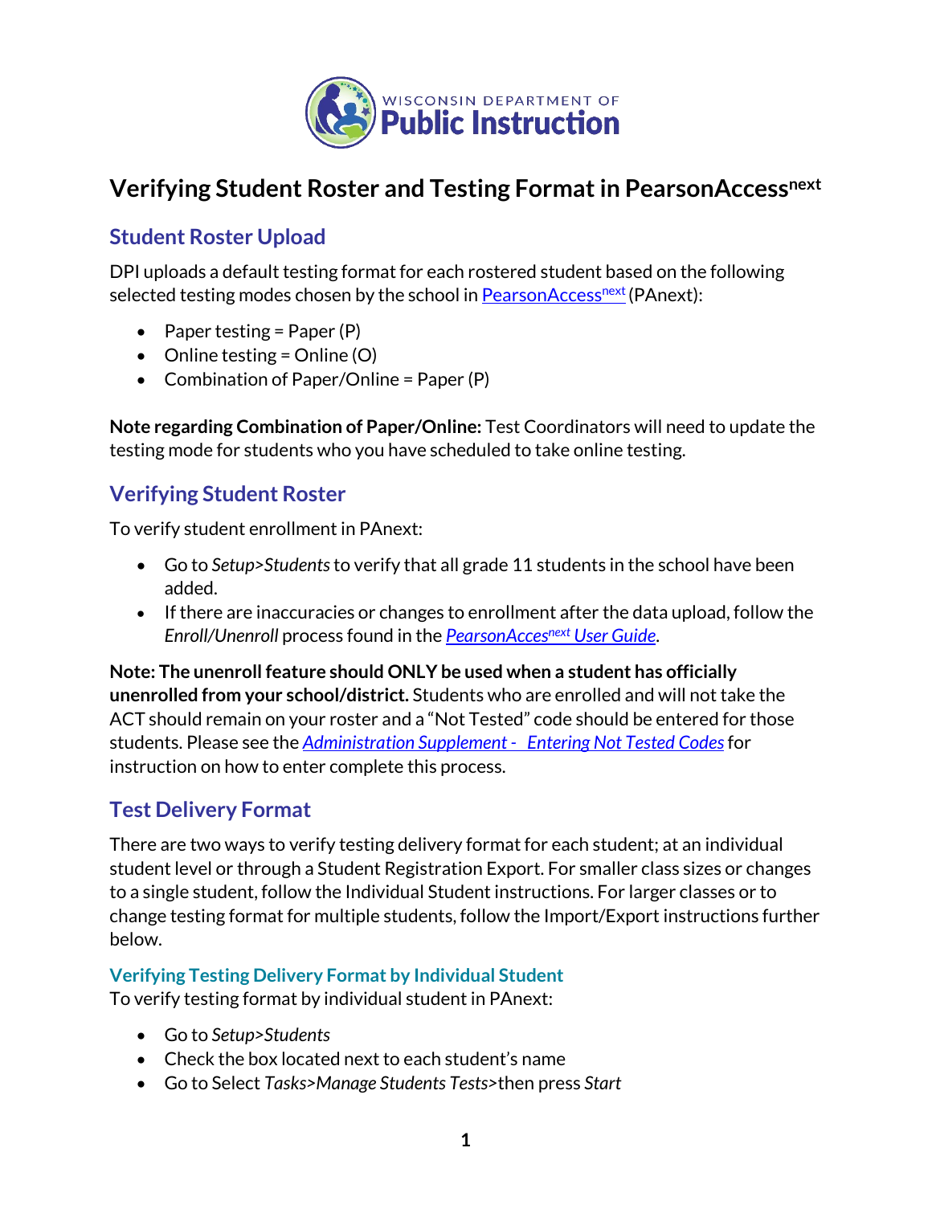Wisconsin Department of Public Instruction

# Verifying Student Roster and Testing Format in PearsonAccess[next]

## Student Roster Upload

DPI uploads a default testing format for each rostered student based on the following selected testing modes chosen by the school in PearsonAccess[next] (PAnext):

- Paper testing = Paper (P)
- Online testing = Online (O)
- Combination of Paper/Online = Paper (P)

**Note regarding Combination of Paper/Online:** Test Coordinators will need to update the testing mode for students who you have scheduled to take online testing.

## Verifying Student Roster

To verify student enrollment in PAnext:

- Go to *Setup>Students* to verify that all grade 11 students in the school have been added.
- If there are inaccuracies or changes to enrollment after the data upload, follow the *Enroll/Unenroll* process found in the *PearsonAcces[next] User Guide*.

**Note: The unenroll feature should ONLY be used when a student has officially unenrolled from your school/district.** Students who are enrolled and will not take the ACT should remain on your roster and a "Not Tested" code should be entered for those students. Please see the *Administration Supplement - Entering Not Tested Codes* for instruction on how to enter complete this process.

## Test Delivery Format

There are two ways to verify testing delivery format for each student; at an individual student level or through a Student Registration Export. For smaller class sizes or changes to a single student, follow the Individual Student instructions. For larger classes or to change testing format for multiple students, follow the Import/Export instructions further below.

### Verifying Testing Delivery Format by Individual Student

To verify testing format by individual student in PAnext:

- Go to *Setup>Students*
- Check the box located next to each student's name
- Go to Select *Tasks>Manage Students Tests*>then press *Start*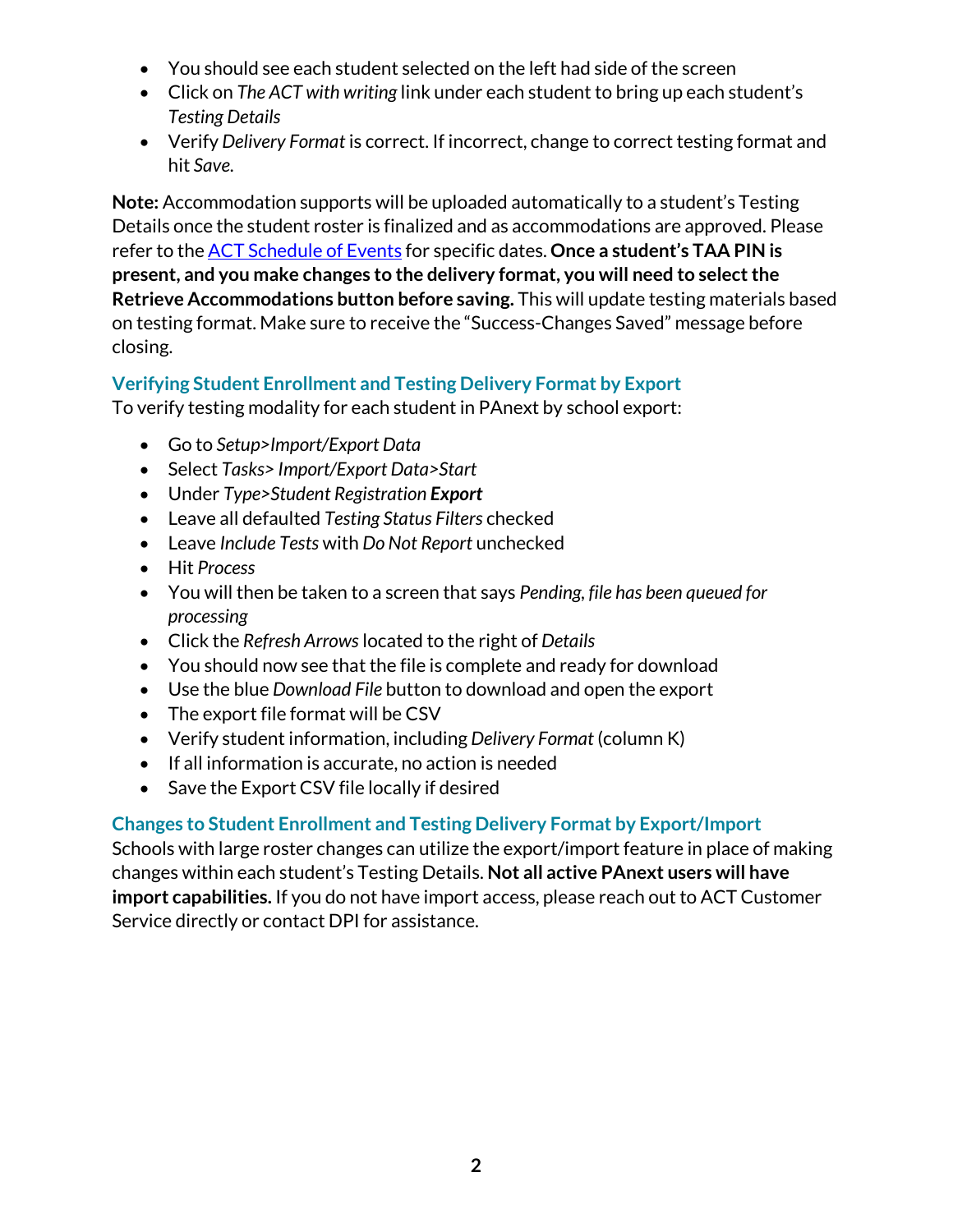- You should see each student selected on the left had side of the screen
- Click on *The ACT with writing* link under each student to bring up each student's *Testing Details*
- Verify *Delivery Format* is correct. If incorrect, change to correct testing format and hit *Save.*

**Note:** Accommodation supports will be uploaded automatically to a student's Testing Details once the student roster is finalized and as accommodations are approved. Please refer to the ACT Schedule of Events for specific dates. **Once a student's TAA PIN is present, and you make changes to the delivery format, you will need to select the Retrieve Accommodations button before saving.** This will update testing materials based on testing format. Make sure to receive the "Success-Changes Saved" message before closing.

### Verifying Student Enrollment and Testing Delivery Format by Export

To verify testing modality for each student in PAnext by school export:

- Go to *Setup>Import/Export Data*
- Select *Tasks> Import/Export Data>Start*
- Under *Type>Student Registration **Export***
- Leave all defaulted *Testing Status Filters* checked
- Leave *Include Tests* with *Do Not Report* unchecked
- Hit *Process*
- You will then be taken to a screen that says *Pending, file has been queued for processing*
- Click the *Refresh Arrows* located to the right of *Details*
- You should now see that the file is complete and ready for download
- Use the blue *Download File* button to download and open the export
- The export file format will be CSV
- Verify student information, including *Delivery Format* (column K)
- If all information is accurate, no action is needed
- Save the Export CSV file locally if desired

### Changes to Student Enrollment and Testing Delivery Format by Export/Import

Schools with large roster changes can utilize the export/import feature in place of making changes within each student's Testing Details. **Not all active PAnext users will have import capabilities.** If you do not have import access, please reach out to ACT Customer Service directly or contact DPI for assistance.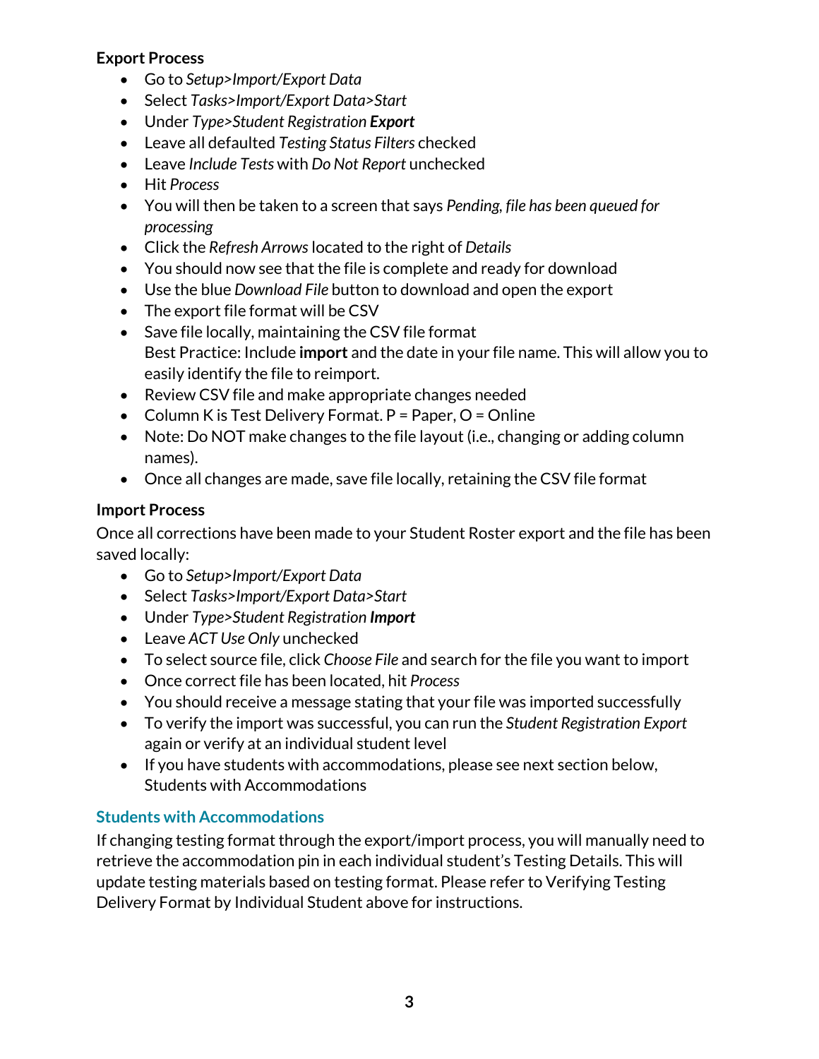**Export Process**

- Go to *Setup>Import/Export Data*
- Select *Tasks>Import/Export Data>Start*
- Under *Type>Student Registration **Export***
- Leave all defaulted *Testing Status Filters* checked
- Leave *Include Tests* with *Do Not Report* unchecked
- Hit *Process*
- You will then be taken to a screen that says *Pending, file has been queued for processing*
- Click the *Refresh Arrows* located to the right of *Details*
- You should now see that the file is complete and ready for download
- Use the blue *Download File* button to download and open the export
- The export file format will be CSV
- Save file locally, maintaining the CSV file format
  Best Practice: Include **import** and the date in your file name. This will allow you to easily identify the file to reimport.
- Review CSV file and make appropriate changes needed
- Column K is Test Delivery Format. P = Paper, O = Online
- Note: Do NOT make changes to the file layout (i.e., changing or adding column names).
- Once all changes are made, save file locally, retaining the CSV file format

**Import Process**

Once all corrections have been made to your Student Roster export and the file has been saved locally:

- Go to *Setup>Import/Export Data*
- Select *Tasks>Import/Export Data>Start*
- Under *Type>Student Registration **Import***
- Leave *ACT Use Only* unchecked
- To select source file, click *Choose File* and search for the file you want to import
- Once correct file has been located, hit *Process*
- You should receive a message stating that your file was imported successfully
- To verify the import was successful, you can run the *Student Registration Export* again or verify at an individual student level
- If you have students with accommodations, please see next section below, Students with Accommodations

### Students with Accommodations

If changing testing format through the export/import process, you will manually need to retrieve the accommodation pin in each individual student's Testing Details. This will update testing materials based on testing format. Please refer to Verifying Testing Delivery Format by Individual Student above for instructions.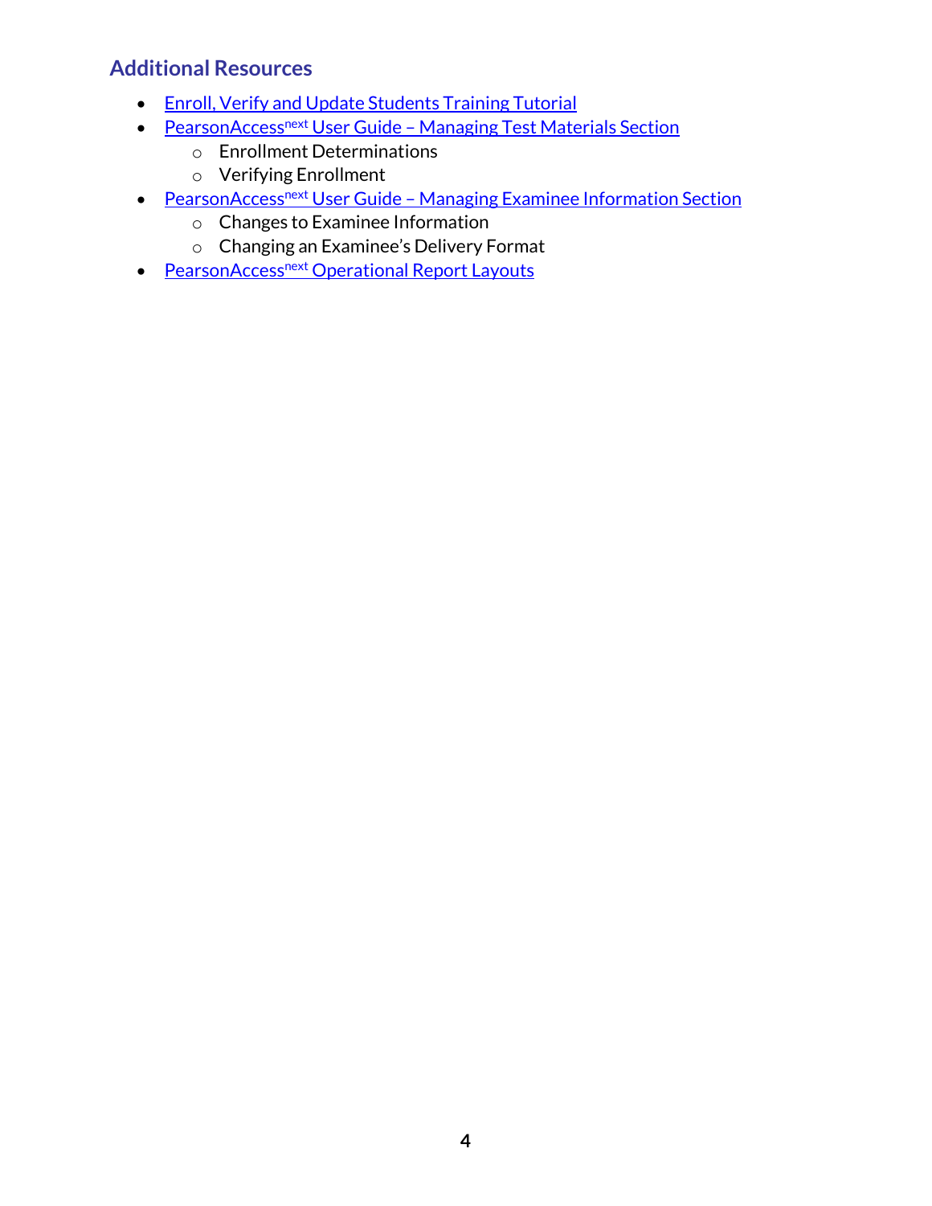## Additional Resources

- Enroll, Verify and Update Students Training Tutorial
- PearsonAccess$^{next}$ User Guide – Managing Test Materials Section
    - Enrollment Determinations
    - Verifying Enrollment
- PearsonAccess$^{next}$ User Guide – Managing Examinee Information Section
    - Changes to Examinee Information
    - Changing an Examinee's Delivery Format
- PearsonAccess$^{next}$ Operational Report Layouts